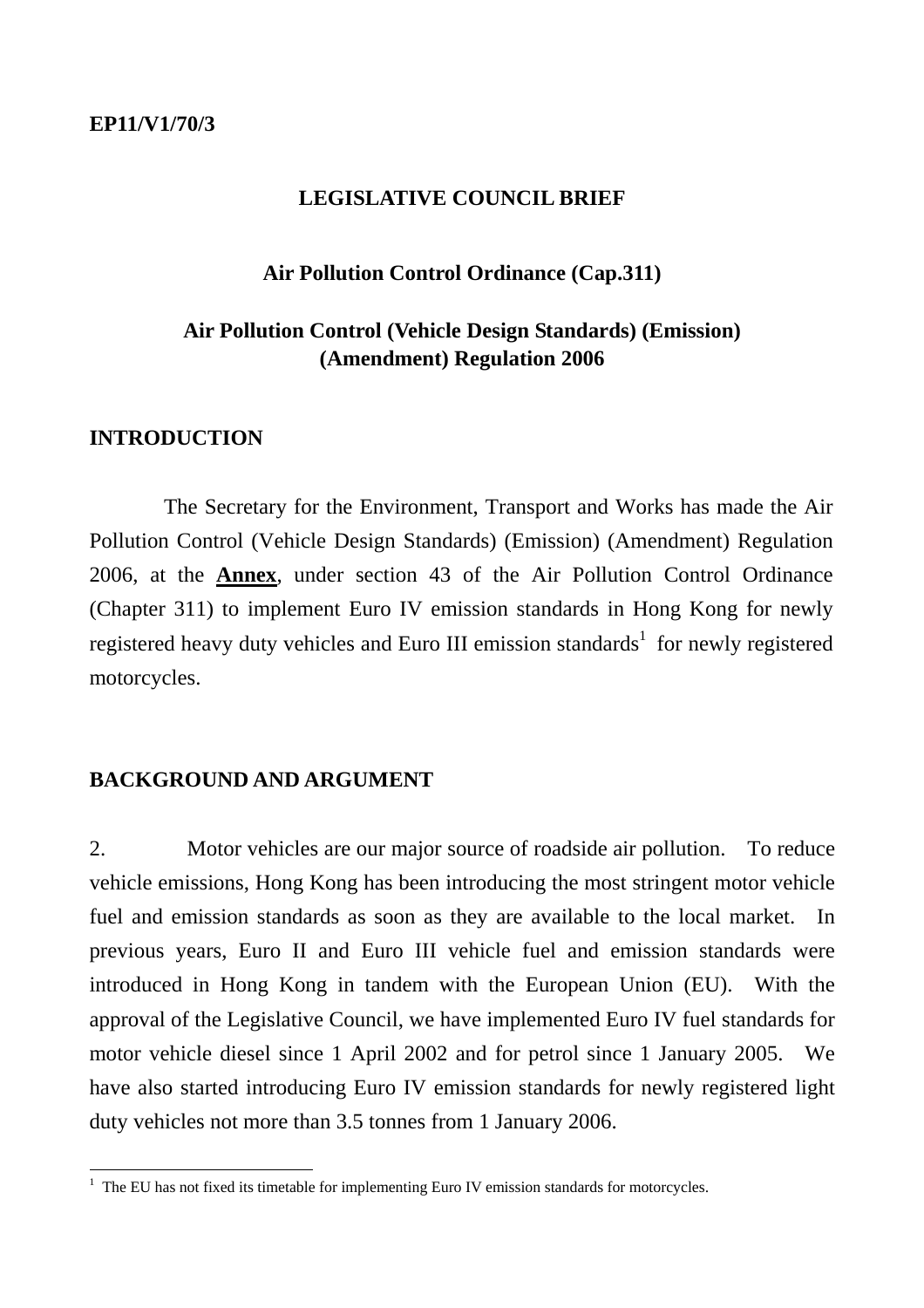EP11/V1/70/3

# LEGISLATIVE COUNCIL BRIEF

## Air Pollution Control Ordinance (Cap.311)

## Air Pollution Control (Vehicle Design Standards) (Emission) (Amendment) Regulation 2006

### INTRODUCTION

The Secretary for the Environment, Transport and Works has made the Air Pollution Control (Vehicle Design Standards) (Emission) (Amendment) Regulation 2006, at the **Annex**, under section 43 of the Air Pollution Control Ordinance (Chapter 311) to implement Euro IV emission standards in Hong Kong for newly registered heavy duty vehicles and Euro III emission standards[1] for newly registered motorcycles.

### BACKGROUND AND ARGUMENT

2. Motor vehicles are our major source of roadside air pollution. To reduce vehicle emissions, Hong Kong has been introducing the most stringent motor vehicle fuel and emission standards as soon as they are available to the local market. In previous years, Euro II and Euro III vehicle fuel and emission standards were introduced in Hong Kong in tandem with the European Union (EU). With the approval of the Legislative Council, we have implemented Euro IV fuel standards for motor vehicle diesel since 1 April 2002 and for petrol since 1 January 2005. We have also started introducing Euro IV emission standards for newly registered light duty vehicles not more than 3.5 tonnes from 1 January 2006.

[1] The EU has not fixed its timetable for implementing Euro IV emission standards for motorcycles.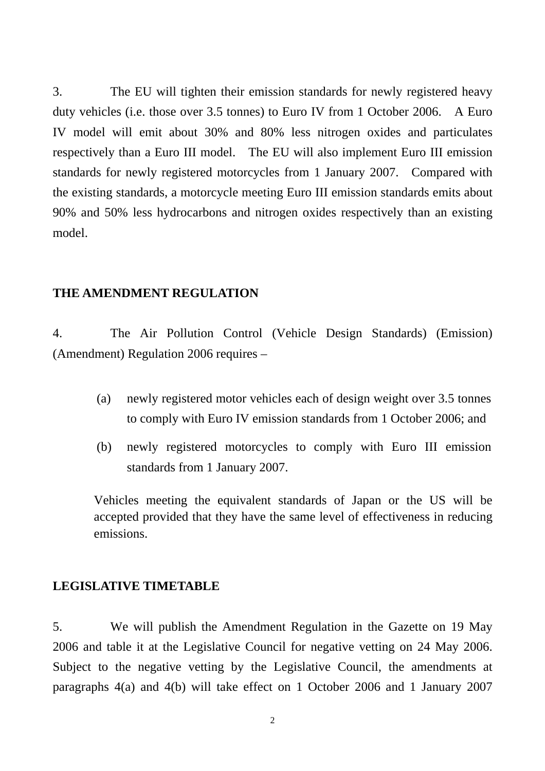3. The EU will tighten their emission standards for newly registered heavy duty vehicles (i.e. those over 3.5 tonnes) to Euro IV from 1 October 2006. A Euro IV model will emit about 30% and 80% less nitrogen oxides and particulates respectively than a Euro III model. The EU will also implement Euro III emission standards for newly registered motorcycles from 1 January 2007. Compared with the existing standards, a motorcycle meeting Euro III emission standards emits about 90% and 50% less hydrocarbons and nitrogen oxides respectively than an existing model.

**THE AMENDMENT REGULATION**

4. The Air Pollution Control (Vehicle Design Standards) (Emission) (Amendment) Regulation 2006 requires –

(a) newly registered motor vehicles each of design weight over 3.5 tonnes to comply with Euro IV emission standards from 1 October 2006; and

(b) newly registered motorcycles to comply with Euro III emission standards from 1 January 2007.

Vehicles meeting the equivalent standards of Japan or the US will be accepted provided that they have the same level of effectiveness in reducing emissions.

**LEGISLATIVE TIMETABLE**

5. We will publish the Amendment Regulation in the Gazette on 19 May 2006 and table it at the Legislative Council for negative vetting on 24 May 2006. Subject to the negative vetting by the Legislative Council, the amendments at paragraphs 4(a) and 4(b) will take effect on 1 October 2006 and 1 January 2007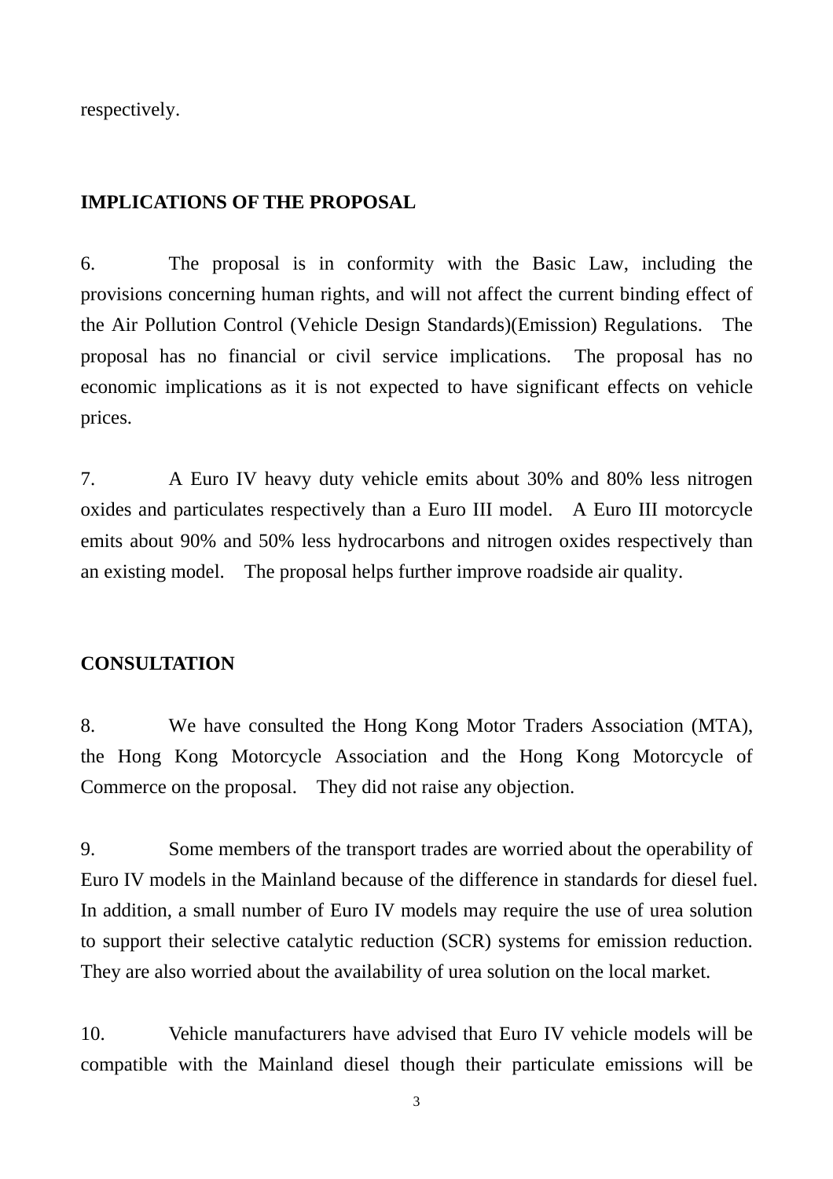respectively.

## IMPLICATIONS OF THE PROPOSAL

6. The proposal is in conformity with the Basic Law, including the provisions concerning human rights, and will not affect the current binding effect of the Air Pollution Control (Vehicle Design Standards)(Emission) Regulations. The proposal has no financial or civil service implications. The proposal has no economic implications as it is not expected to have significant effects on vehicle prices.

7. A Euro IV heavy duty vehicle emits about 30% and 80% less nitrogen oxides and particulates respectively than a Euro III model. A Euro III motorcycle emits about 90% and 50% less hydrocarbons and nitrogen oxides respectively than an existing model. The proposal helps further improve roadside air quality.

## CONSULTATION

8. We have consulted the Hong Kong Motor Traders Association (MTA), the Hong Kong Motorcycle Association and the Hong Kong Motorcycle of Commerce on the proposal. They did not raise any objection.

9. Some members of the transport trades are worried about the operability of Euro IV models in the Mainland because of the difference in standards for diesel fuel. In addition, a small number of Euro IV models may require the use of urea solution to support their selective catalytic reduction (SCR) systems for emission reduction. They are also worried about the availability of urea solution on the local market.

10. Vehicle manufacturers have advised that Euro IV vehicle models will be compatible with the Mainland diesel though their particulate emissions will be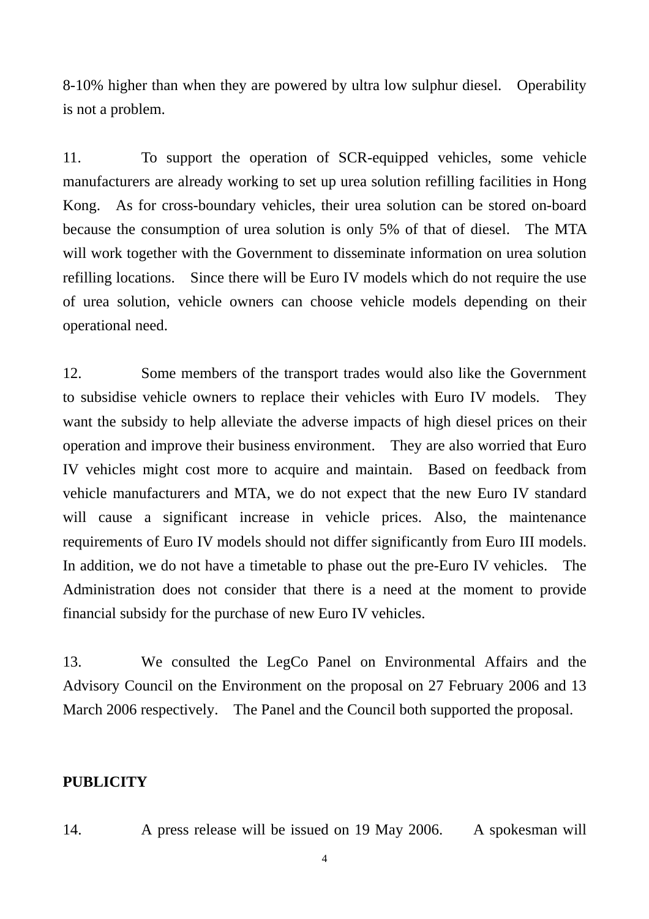8-10% higher than when they are powered by ultra low sulphur diesel. Operability is not a problem.

11. To support the operation of SCR-equipped vehicles, some vehicle manufacturers are already working to set up urea solution refilling facilities in Hong Kong. As for cross-boundary vehicles, their urea solution can be stored on-board because the consumption of urea solution is only 5% of that of diesel. The MTA will work together with the Government to disseminate information on urea solution refilling locations. Since there will be Euro IV models which do not require the use of urea solution, vehicle owners can choose vehicle models depending on their operational need.

12. Some members of the transport trades would also like the Government to subsidise vehicle owners to replace their vehicles with Euro IV models. They want the subsidy to help alleviate the adverse impacts of high diesel prices on their operation and improve their business environment. They are also worried that Euro IV vehicles might cost more to acquire and maintain. Based on feedback from vehicle manufacturers and MTA, we do not expect that the new Euro IV standard will cause a significant increase in vehicle prices. Also, the maintenance requirements of Euro IV models should not differ significantly from Euro III models. In addition, we do not have a timetable to phase out the pre-Euro IV vehicles. The Administration does not consider that there is a need at the moment to provide financial subsidy for the purchase of new Euro IV vehicles.

13. We consulted the LegCo Panel on Environmental Affairs and the Advisory Council on the Environment on the proposal on 27 February 2006 and 13 March 2006 respectively. The Panel and the Council both supported the proposal.

## PUBLICITY

14. A press release will be issued on 19 May 2006. A spokesman will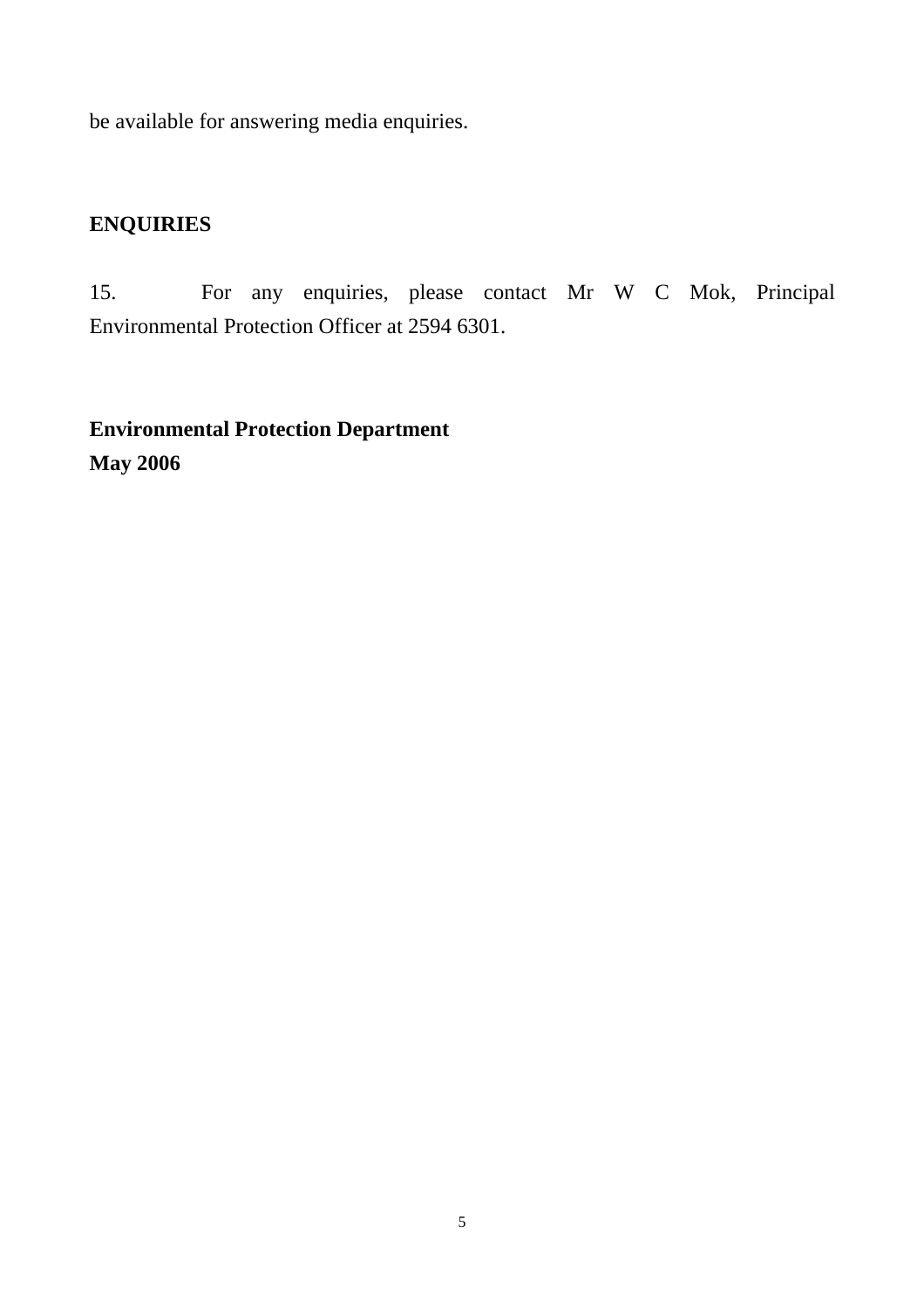be available for answering media enquiries.

**ENQUIRIES**

15. For any enquiries, please contact Mr W C Mok, Principal Environmental Protection Officer at 2594 6301.

**Environmental Protection Department**
**May 2006**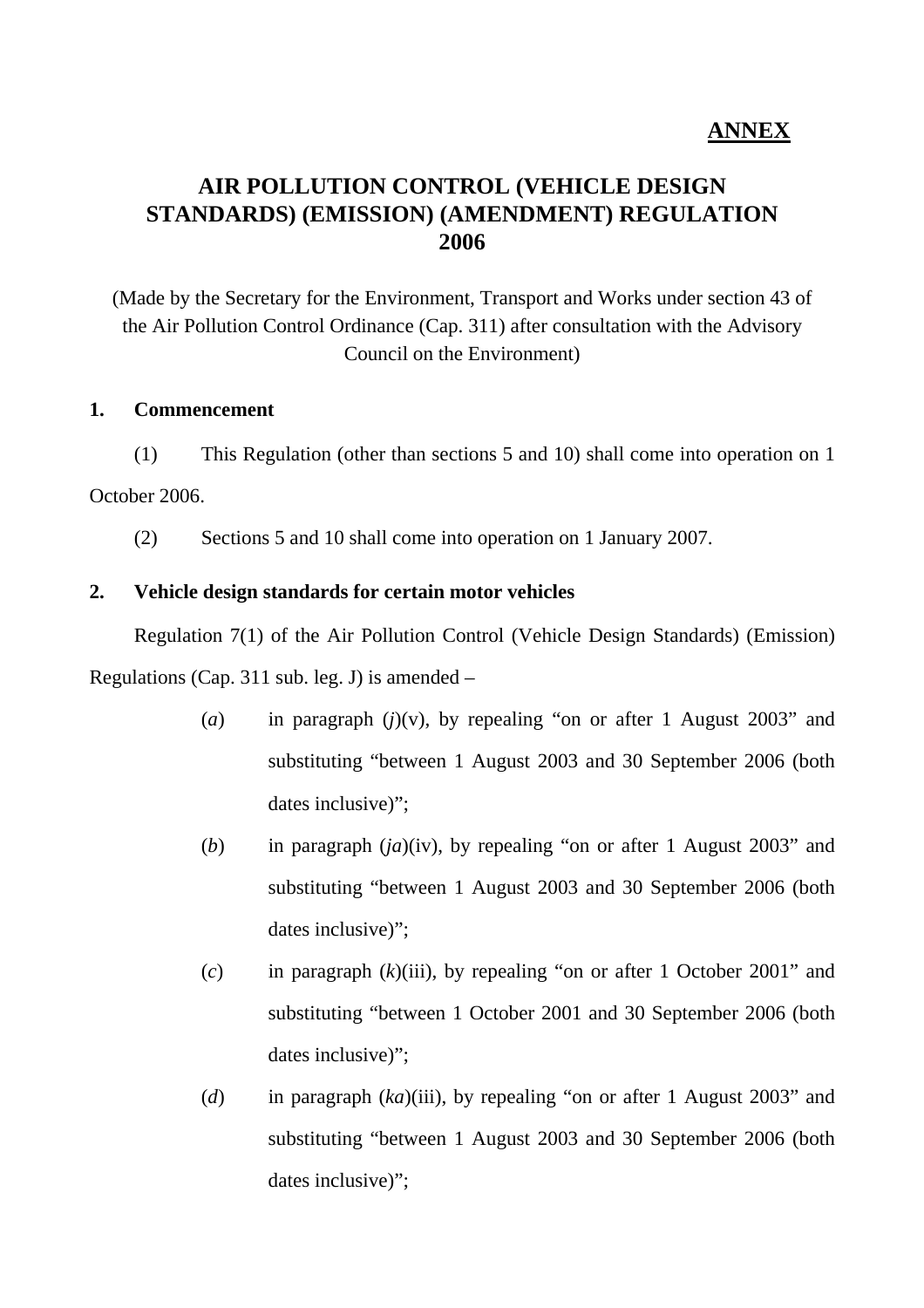**ANNEX**

# AIR POLLUTION CONTROL (VEHICLE DESIGN STANDARDS) (EMISSION) (AMENDMENT) REGULATION 2006

(Made by the Secretary for the Environment, Transport and Works under section 43 of the Air Pollution Control Ordinance (Cap. 311) after consultation with the Advisory Council on the Environment)

**1. Commencement**

(1) This Regulation (other than sections 5 and 10) shall come into operation on 1 October 2006.

(2) Sections 5 and 10 shall come into operation on 1 January 2007.

**2. Vehicle design standards for certain motor vehicles**

Regulation 7(1) of the Air Pollution Control (Vehicle Design Standards) (Emission) Regulations (Cap. 311 sub. leg. J) is amended –

(*a*) in paragraph (*j*)(v), by repealing "on or after 1 August 2003" and substituting "between 1 August 2003 and 30 September 2006 (both dates inclusive)";

(*b*) in paragraph (*ja*)(iv), by repealing "on or after 1 August 2003" and substituting "between 1 August 2003 and 30 September 2006 (both dates inclusive)";

(*c*) in paragraph (*k*)(iii), by repealing "on or after 1 October 2001" and substituting "between 1 October 2001 and 30 September 2006 (both dates inclusive)";

(*d*) in paragraph (*ka*)(iii), by repealing "on or after 1 August 2003" and substituting "between 1 August 2003 and 30 September 2006 (both dates inclusive)";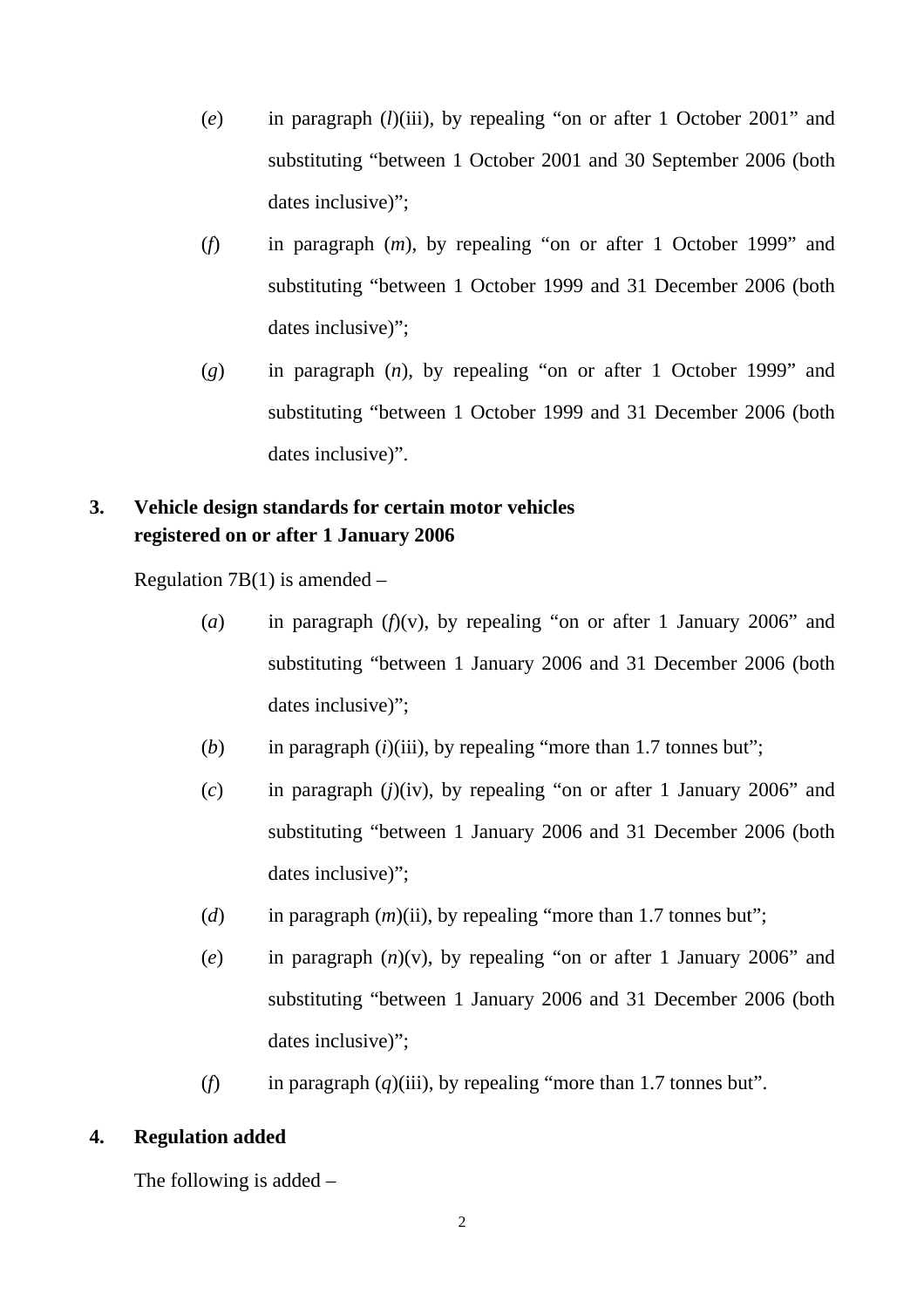(*e*) in paragraph (*l*)(iii), by repealing "on or after 1 October 2001" and substituting "between 1 October 2001 and 30 September 2006 (both dates inclusive)";

(*f*) in paragraph (*m*), by repealing "on or after 1 October 1999" and substituting "between 1 October 1999 and 31 December 2006 (both dates inclusive)";

(*g*) in paragraph (*n*), by repealing "on or after 1 October 1999" and substituting "between 1 October 1999 and 31 December 2006 (both dates inclusive)".

**3. Vehicle design standards for certain motor vehicles registered on or after 1 January 2006**

Regulation 7B(1) is amended –

(*a*) in paragraph (*f*)(v), by repealing "on or after 1 January 2006" and substituting "between 1 January 2006 and 31 December 2006 (both dates inclusive)";

(*b*) in paragraph (*i*)(iii), by repealing "more than 1.7 tonnes but";

(*c*) in paragraph (*j*)(iv), by repealing "on or after 1 January 2006" and substituting "between 1 January 2006 and 31 December 2006 (both dates inclusive)";

(*d*) in paragraph (*m*)(ii), by repealing "more than 1.7 tonnes but";

(*e*) in paragraph (*n*)(v), by repealing "on or after 1 January 2006" and substituting "between 1 January 2006 and 31 December 2006 (both dates inclusive)";

(*f*) in paragraph (*q*)(iii), by repealing "more than 1.7 tonnes but".

**4. Regulation added**

The following is added –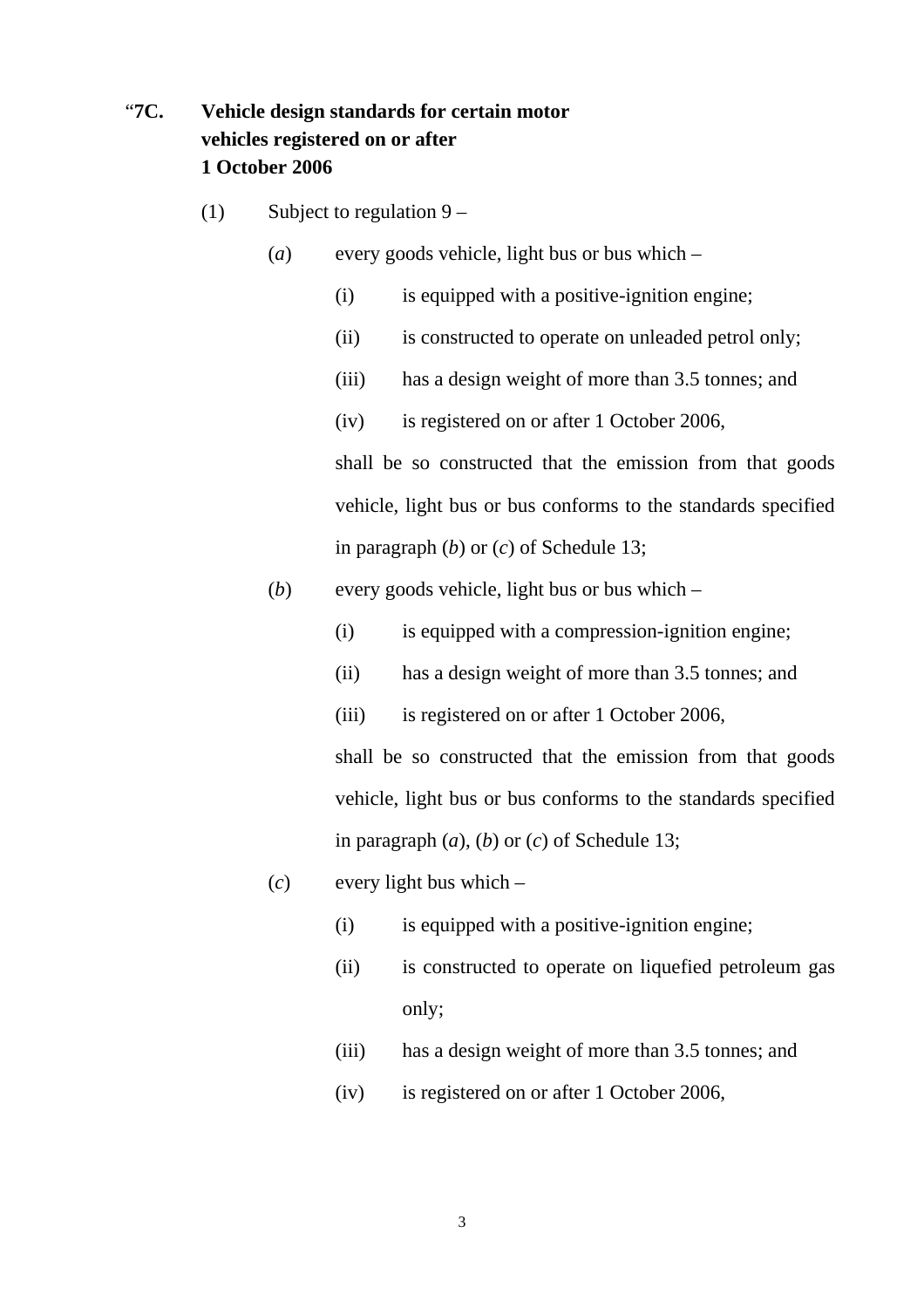"**7C. Vehicle design standards for certain motor vehicles registered on or after 1 October 2006**

(1) Subject to regulation 9 –

(*a*) every goods vehicle, light bus or bus which –

(i) is equipped with a positive-ignition engine;

(ii) is constructed to operate on unleaded petrol only;

(iii) has a design weight of more than 3.5 tonnes; and

(iv) is registered on or after 1 October 2006,

shall be so constructed that the emission from that goods vehicle, light bus or bus conforms to the standards specified in paragraph (*b*) or (*c*) of Schedule 13;

(*b*) every goods vehicle, light bus or bus which –

(i) is equipped with a compression-ignition engine;

(ii) has a design weight of more than 3.5 tonnes; and

(iii) is registered on or after 1 October 2006,

shall be so constructed that the emission from that goods vehicle, light bus or bus conforms to the standards specified in paragraph (*a*), (*b*) or (*c*) of Schedule 13;

(*c*) every light bus which –

(i) is equipped with a positive-ignition engine;

(ii) is constructed to operate on liquefied petroleum gas only;

(iii) has a design weight of more than 3.5 tonnes; and

(iv) is registered on or after 1 October 2006,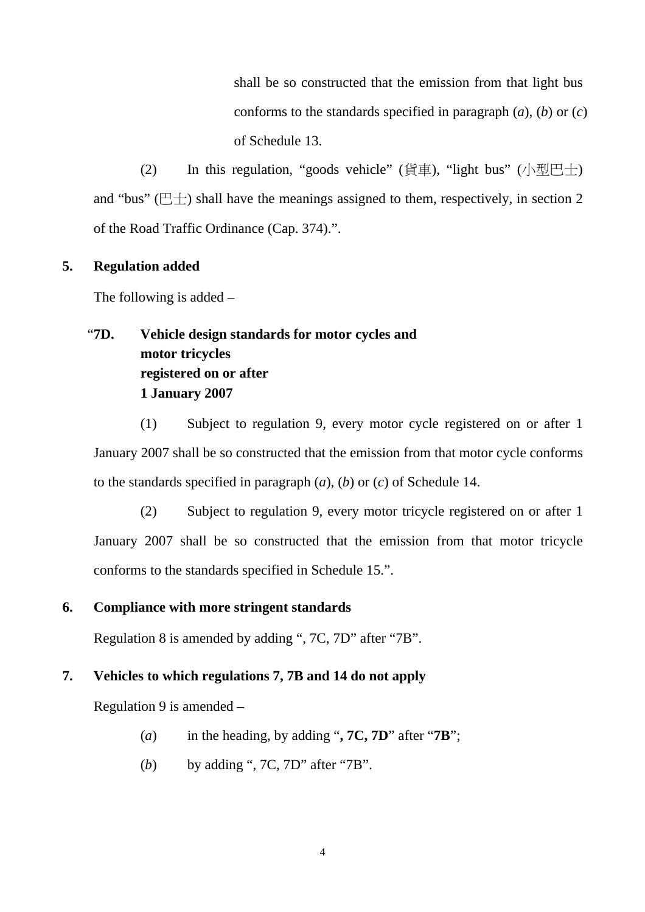shall be so constructed that the emission from that light bus conforms to the standards specified in paragraph (*a*), (*b*) or (*c*) of Schedule 13.

(2) In this regulation, "goods vehicle" (貨車), "light bus" (小型巴士) and "bus" (巴士) shall have the meanings assigned to them, respectively, in section 2 of the Road Traffic Ordinance (Cap. 374).".

**5. Regulation added**

The following is added –

"**7D. Vehicle design standards for motor cycles and motor tricycles registered on or after 1 January 2007**

(1) Subject to regulation 9, every motor cycle registered on or after 1 January 2007 shall be so constructed that the emission from that motor cycle conforms to the standards specified in paragraph (*a*), (*b*) or (*c*) of Schedule 14.

(2) Subject to regulation 9, every motor tricycle registered on or after 1 January 2007 shall be so constructed that the emission from that motor tricycle conforms to the standards specified in Schedule 15.".

**6. Compliance with more stringent standards**

Regulation 8 is amended by adding ", 7C, 7D" after "7B".

**7. Vehicles to which regulations 7, 7B and 14 do not apply**

Regulation 9 is amended –

(*a*) in the heading, by adding "**, 7C, 7D**" after "**7B**";

(*b*) by adding ", 7C, 7D" after "7B".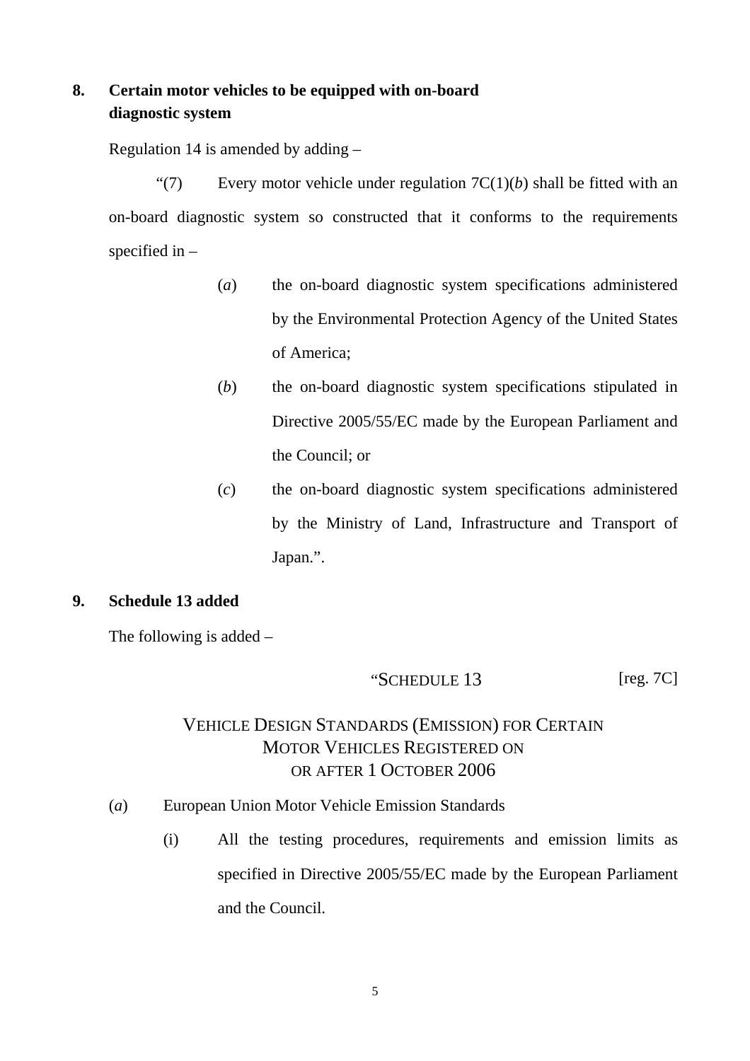**8. Certain motor vehicles to be equipped with on-board diagnostic system**

Regulation 14 is amended by adding –

"(7) Every motor vehicle under regulation 7C(1)(*b*) shall be fitted with an on-board diagnostic system so constructed that it conforms to the requirements specified in –

(*a*) the on-board diagnostic system specifications administered by the Environmental Protection Agency of the United States of America;

(*b*) the on-board diagnostic system specifications stipulated in Directive 2005/55/EC made by the European Parliament and the Council; or

(*c*) the on-board diagnostic system specifications administered by the Ministry of Land, Infrastructure and Transport of Japan.".

**9. Schedule 13 added**

The following is added –

"SCHEDULE 13 [reg. 7C]

VEHICLE DESIGN STANDARDS (EMISSION) FOR CERTAIN MOTOR VEHICLES REGISTERED ON OR AFTER 1 OCTOBER 2006

(*a*) European Union Motor Vehicle Emission Standards

(i) All the testing procedures, requirements and emission limits as specified in Directive 2005/55/EC made by the European Parliament and the Council.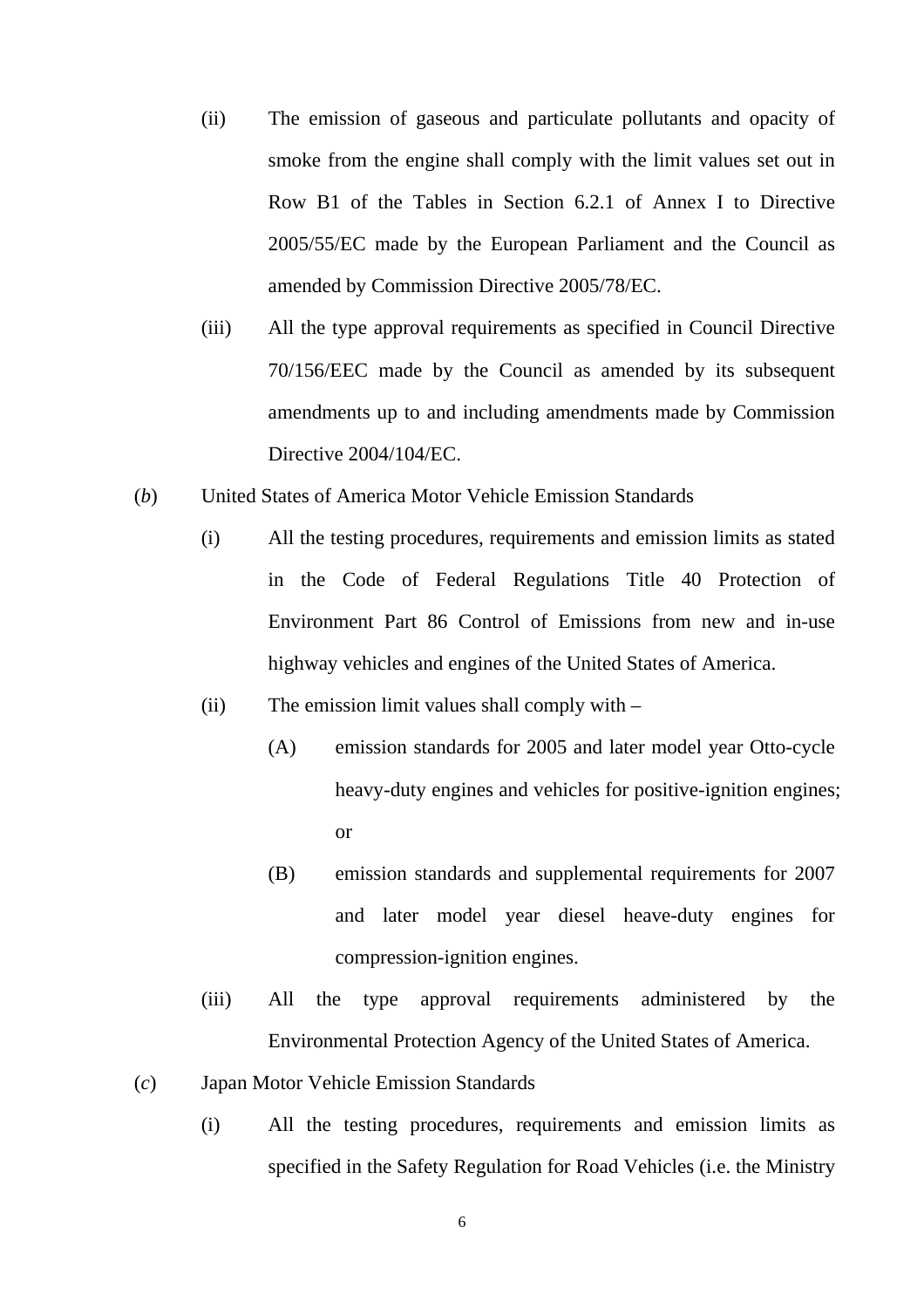(ii) The emission of gaseous and particulate pollutants and opacity of smoke from the engine shall comply with the limit values set out in Row B1 of the Tables in Section 6.2.1 of Annex I to Directive 2005/55/EC made by the European Parliament and the Council as amended by Commission Directive 2005/78/EC.

(iii) All the type approval requirements as specified in Council Directive 70/156/EEC made by the Council as amended by its subsequent amendments up to and including amendments made by Commission Directive 2004/104/EC.

(*b*) United States of America Motor Vehicle Emission Standards

(i) All the testing procedures, requirements and emission limits as stated in the Code of Federal Regulations Title 40 Protection of Environment Part 86 Control of Emissions from new and in-use highway vehicles and engines of the United States of America.

(ii) The emission limit values shall comply with –

(A) emission standards for 2005 and later model year Otto-cycle heavy-duty engines and vehicles for positive-ignition engines; or

(B) emission standards and supplemental requirements for 2007 and later model year diesel heave-duty engines for compression-ignition engines.

(iii) All the type approval requirements administered by the Environmental Protection Agency of the United States of America.

(*c*) Japan Motor Vehicle Emission Standards

(i) All the testing procedures, requirements and emission limits as specified in the Safety Regulation for Road Vehicles (i.e. the Ministry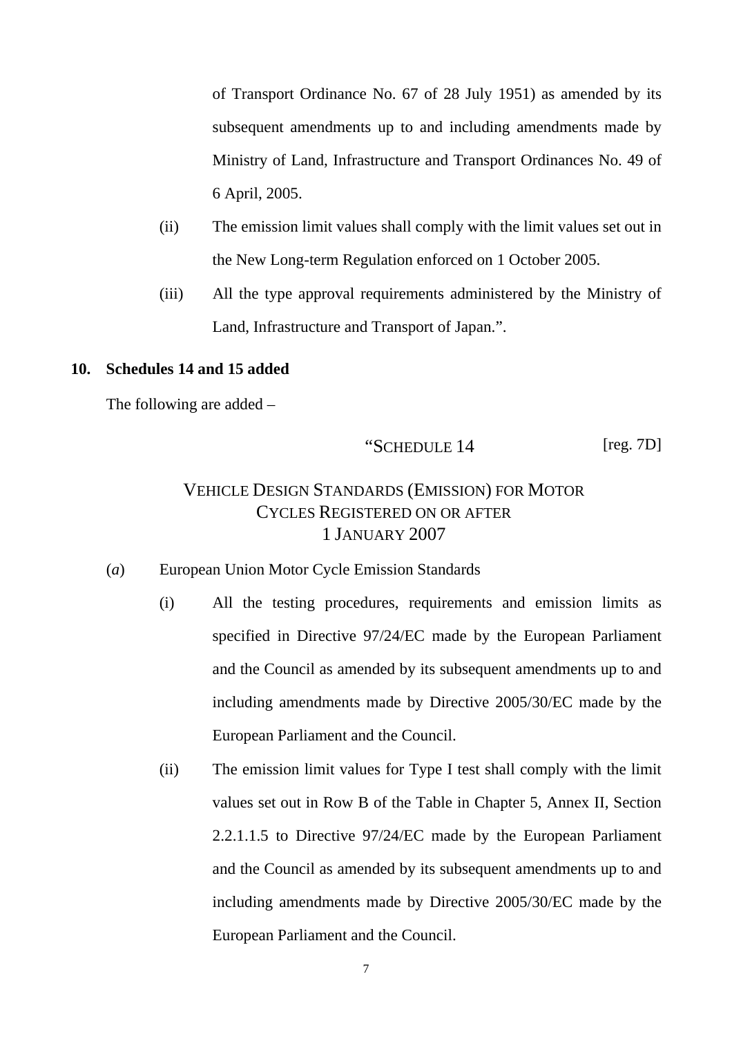of Transport Ordinance No. 67 of 28 July 1951) as amended by its subsequent amendments up to and including amendments made by Ministry of Land, Infrastructure and Transport Ordinances No. 49 of 6 April, 2005.

(ii) The emission limit values shall comply with the limit values set out in the New Long-term Regulation enforced on 1 October 2005.

(iii) All the type approval requirements administered by the Ministry of Land, Infrastructure and Transport of Japan.".

**10. Schedules 14 and 15 added**

The following are added –

"SCHEDULE 14 [reg. 7D]

VEHICLE DESIGN STANDARDS (EMISSION) FOR MOTOR CYCLES REGISTERED ON OR AFTER 1 JANUARY 2007

(*a*) European Union Motor Cycle Emission Standards

(i) All the testing procedures, requirements and emission limits as specified in Directive 97/24/EC made by the European Parliament and the Council as amended by its subsequent amendments up to and including amendments made by Directive 2005/30/EC made by the European Parliament and the Council.

(ii) The emission limit values for Type I test shall comply with the limit values set out in Row B of the Table in Chapter 5, Annex II, Section 2.2.1.1.5 to Directive 97/24/EC made by the European Parliament and the Council as amended by its subsequent amendments up to and including amendments made by Directive 2005/30/EC made by the European Parliament and the Council.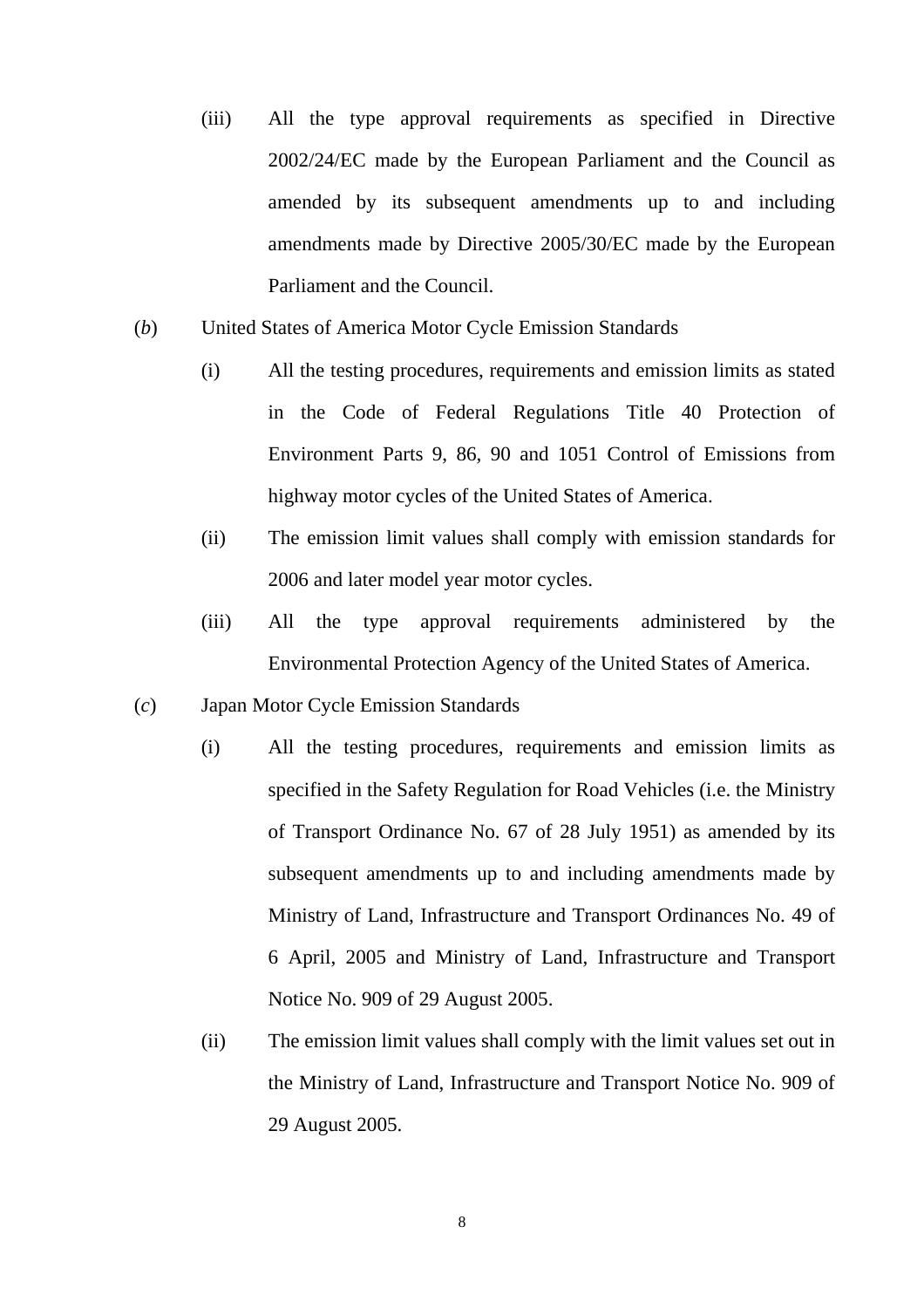(iii) All the type approval requirements as specified in Directive 2002/24/EC made by the European Parliament and the Council as amended by its subsequent amendments up to and including amendments made by Directive 2005/30/EC made by the European Parliament and the Council.

(*b*) United States of America Motor Cycle Emission Standards

(i) All the testing procedures, requirements and emission limits as stated in the Code of Federal Regulations Title 40 Protection of Environment Parts 9, 86, 90 and 1051 Control of Emissions from highway motor cycles of the United States of America.

(ii) The emission limit values shall comply with emission standards for 2006 and later model year motor cycles.

(iii) All the type approval requirements administered by the Environmental Protection Agency of the United States of America.

(*c*) Japan Motor Cycle Emission Standards

(i) All the testing procedures, requirements and emission limits as specified in the Safety Regulation for Road Vehicles (i.e. the Ministry of Transport Ordinance No. 67 of 28 July 1951) as amended by its subsequent amendments up to and including amendments made by Ministry of Land, Infrastructure and Transport Ordinances No. 49 of 6 April, 2005 and Ministry of Land, Infrastructure and Transport Notice No. 909 of 29 August 2005.

(ii) The emission limit values shall comply with the limit values set out in the Ministry of Land, Infrastructure and Transport Notice No. 909 of 29 August 2005.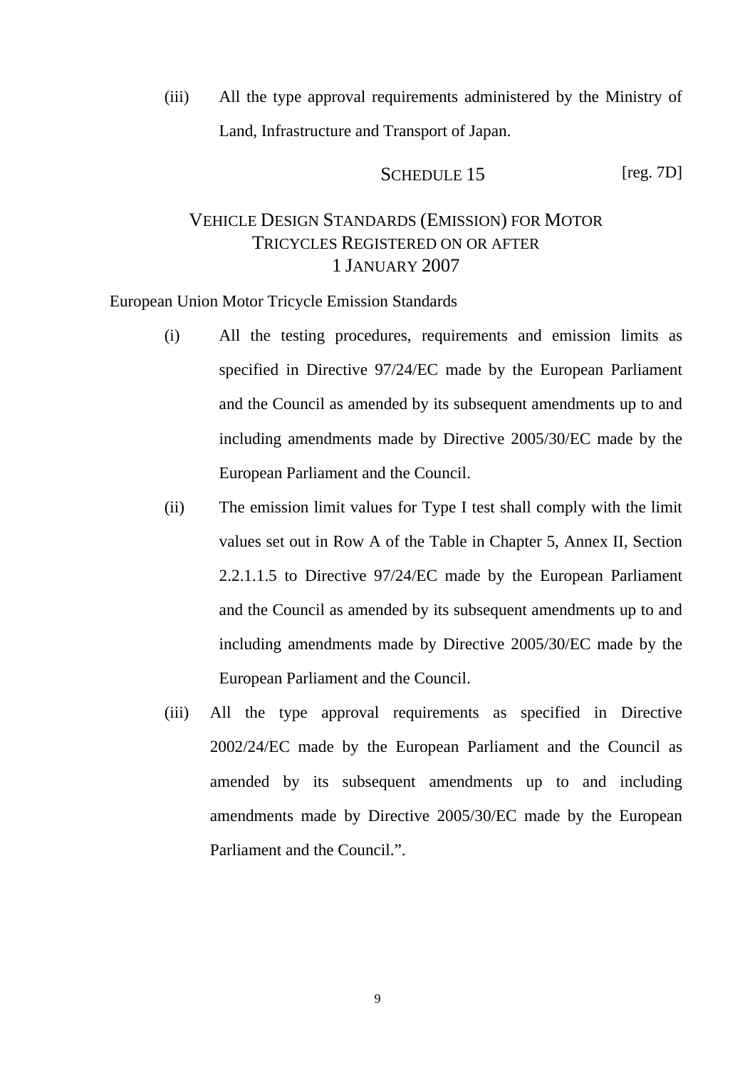(iii) All the type approval requirements administered by the Ministry of Land, Infrastructure and Transport of Japan.

SCHEDULE 15 [reg. 7D]

## VEHICLE DESIGN STANDARDS (EMISSION) FOR MOTOR TRICYCLES REGISTERED ON OR AFTER 1 JANUARY 2007

European Union Motor Tricycle Emission Standards

(i) All the testing procedures, requirements and emission limits as specified in Directive 97/24/EC made by the European Parliament and the Council as amended by its subsequent amendments up to and including amendments made by Directive 2005/30/EC made by the European Parliament and the Council.

(ii) The emission limit values for Type I test shall comply with the limit values set out in Row A of the Table in Chapter 5, Annex II, Section 2.2.1.1.5 to Directive 97/24/EC made by the European Parliament and the Council as amended by its subsequent amendments up to and including amendments made by Directive 2005/30/EC made by the European Parliament and the Council.

(iii) All the type approval requirements as specified in Directive 2002/24/EC made by the European Parliament and the Council as amended by its subsequent amendments up to and including amendments made by Directive 2005/30/EC made by the European Parliament and the Council.".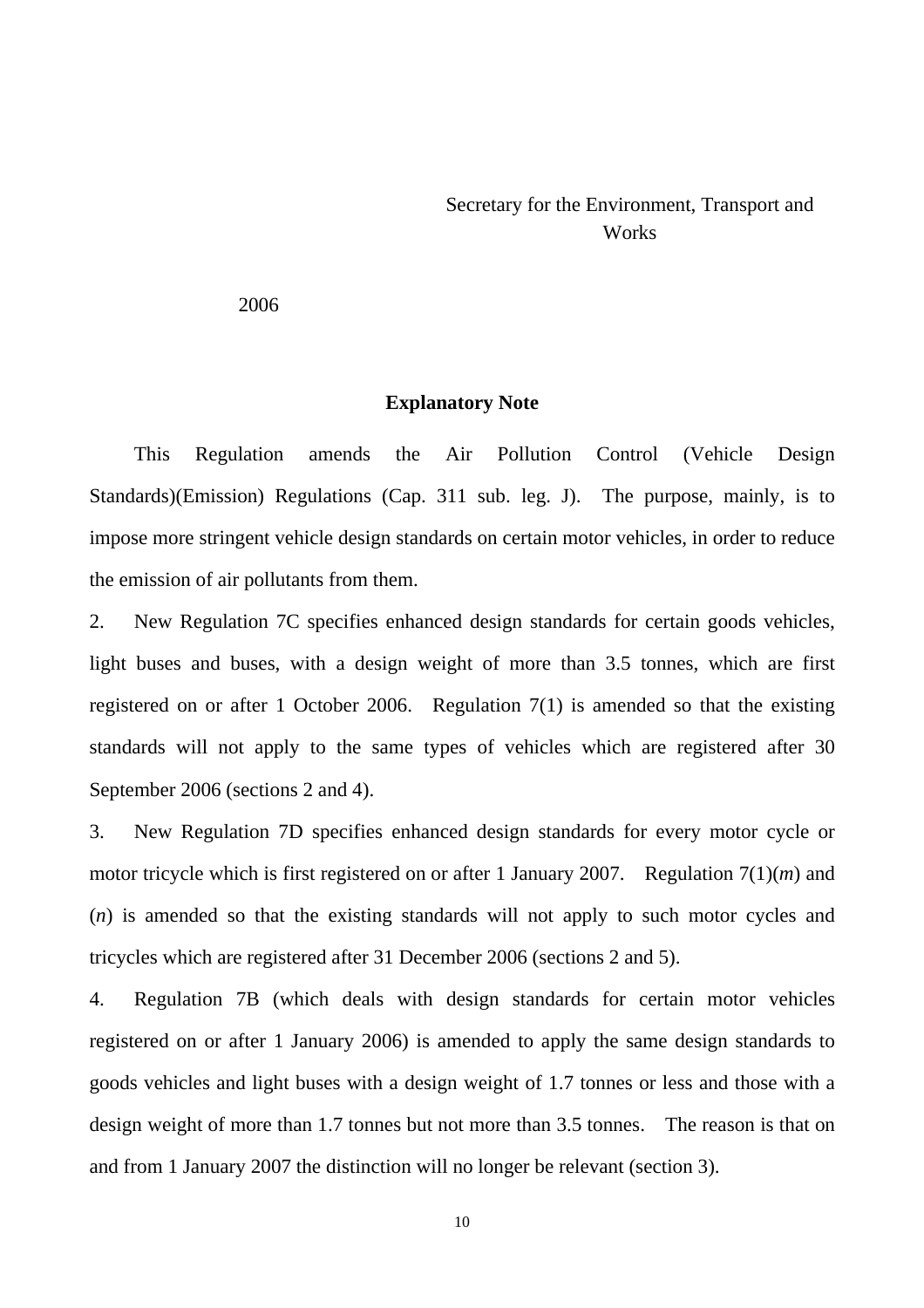Secretary for the Environment, Transport and Works

2006

**Explanatory Note**

This Regulation amends the Air Pollution Control (Vehicle Design Standards)(Emission) Regulations (Cap. 311 sub. leg. J). The purpose, mainly, is to impose more stringent vehicle design standards on certain motor vehicles, in order to reduce the emission of air pollutants from them.

2. New Regulation 7C specifies enhanced design standards for certain goods vehicles, light buses and buses, with a design weight of more than 3.5 tonnes, which are first registered on or after 1 October 2006. Regulation 7(1) is amended so that the existing standards will not apply to the same types of vehicles which are registered after 30 September 2006 (sections 2 and 4).

3. New Regulation 7D specifies enhanced design standards for every motor cycle or motor tricycle which is first registered on or after 1 January 2007. Regulation 7(1)(*m*) and (*n*) is amended so that the existing standards will not apply to such motor cycles and tricycles which are registered after 31 December 2006 (sections 2 and 5).

4. Regulation 7B (which deals with design standards for certain motor vehicles registered on or after 1 January 2006) is amended to apply the same design standards to goods vehicles and light buses with a design weight of 1.7 tonnes or less and those with a design weight of more than 1.7 tonnes but not more than 3.5 tonnes. The reason is that on and from 1 January 2007 the distinction will no longer be relevant (section 3).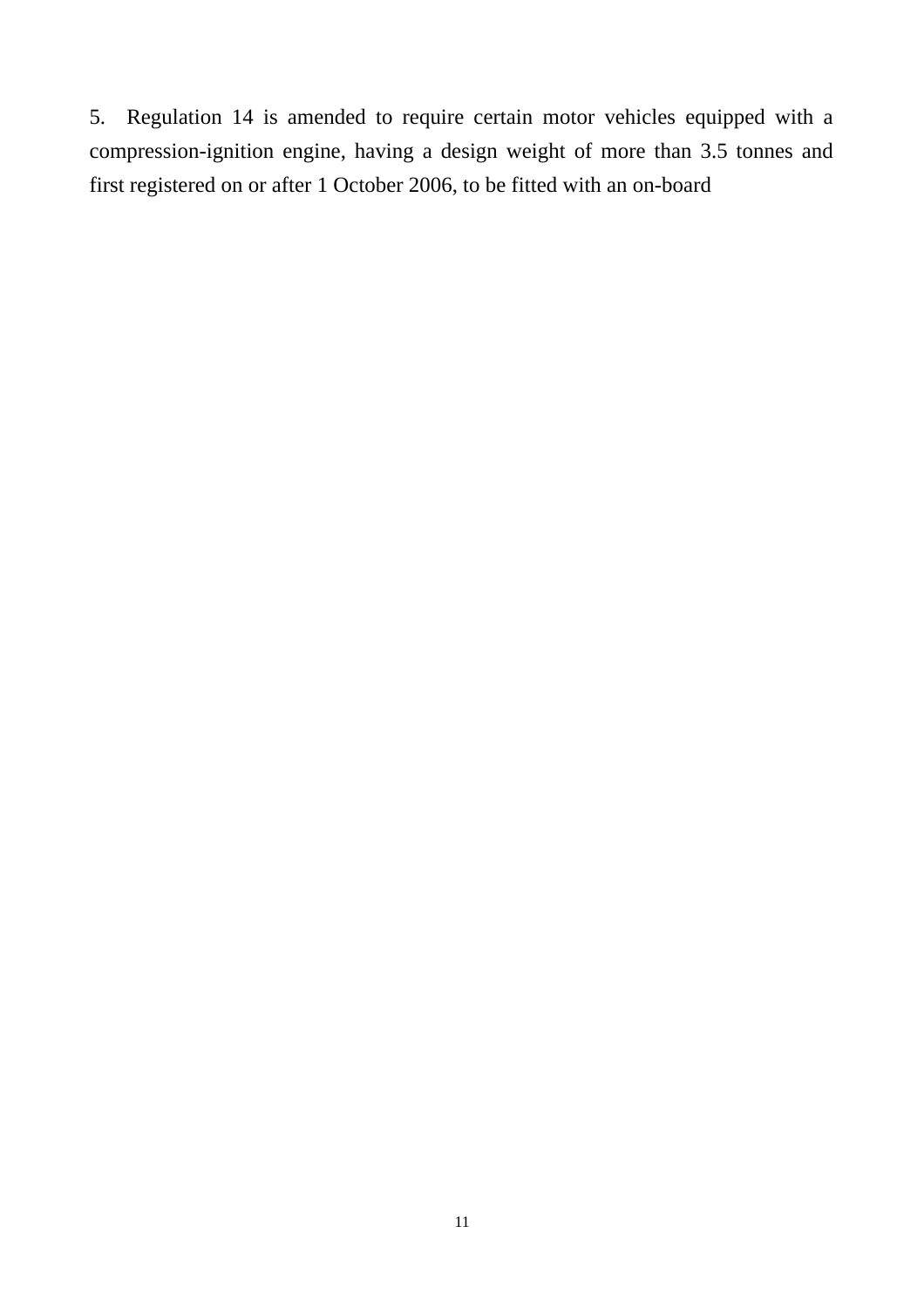5. Regulation 14 is amended to require certain motor vehicles equipped with a compression-ignition engine, having a design weight of more than 3.5 tonnes and first registered on or after 1 October 2006, to be fitted with an on-board